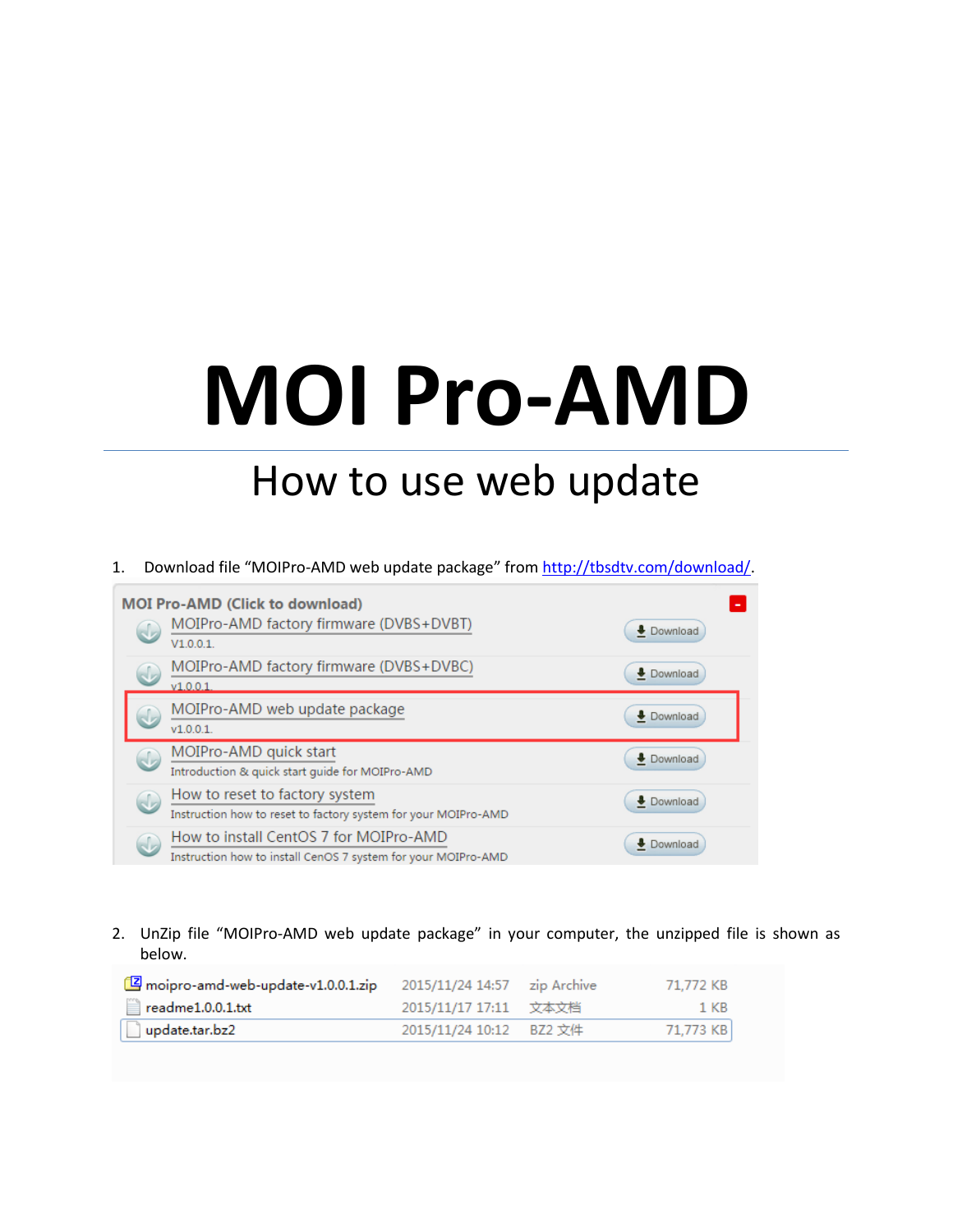# MOI Pro-AMD

## How to use web update

1. Download file "MOIPro-AMD web update package" from http://tbsdtv.com/download/.

| MOI Pro-AMD (Click to download) | |
|---|---|
| MOIPro-AMD factory firmware (DVBS+DVBT)<br>V1.0.0.1. | Download |
| MOIPro-AMD factory firmware (DVBS+DVBC)<br>v1.0.0.1. | Download |
| MOIPro-AMD web update package<br>v1.0.0.1. | Download |
| MOIPro-AMD quick start<br>Introduction & quick start guide for MOIPro-AMD | Download |
| How to reset to factory system<br>Instruction how to reset to factory system for your MOIPro-AMD | Download |
| How to install CentOS 7 for MOIPro-AMD<br>Instruction how to install CenOS 7 system for your MOIPro-AMD | Download |

2. UnZip file "MOIPro-AMD web update package" in your computer, the unzipped file is shown as below.

| Name | Date | Type | Size |
|---|---|---|---|
| moipro-amd-web-update-v1.0.0.1.zip | 2015/11/24 14:57 | zip Archive | 71,772 KB |
| readme1.0.0.1.txt | 2015/11/17 17:11 | 文本文档 | 1 KB |
| update.tar.bz2 | 2015/11/24 10:12 | BZ2 文件 | 71,773 KB |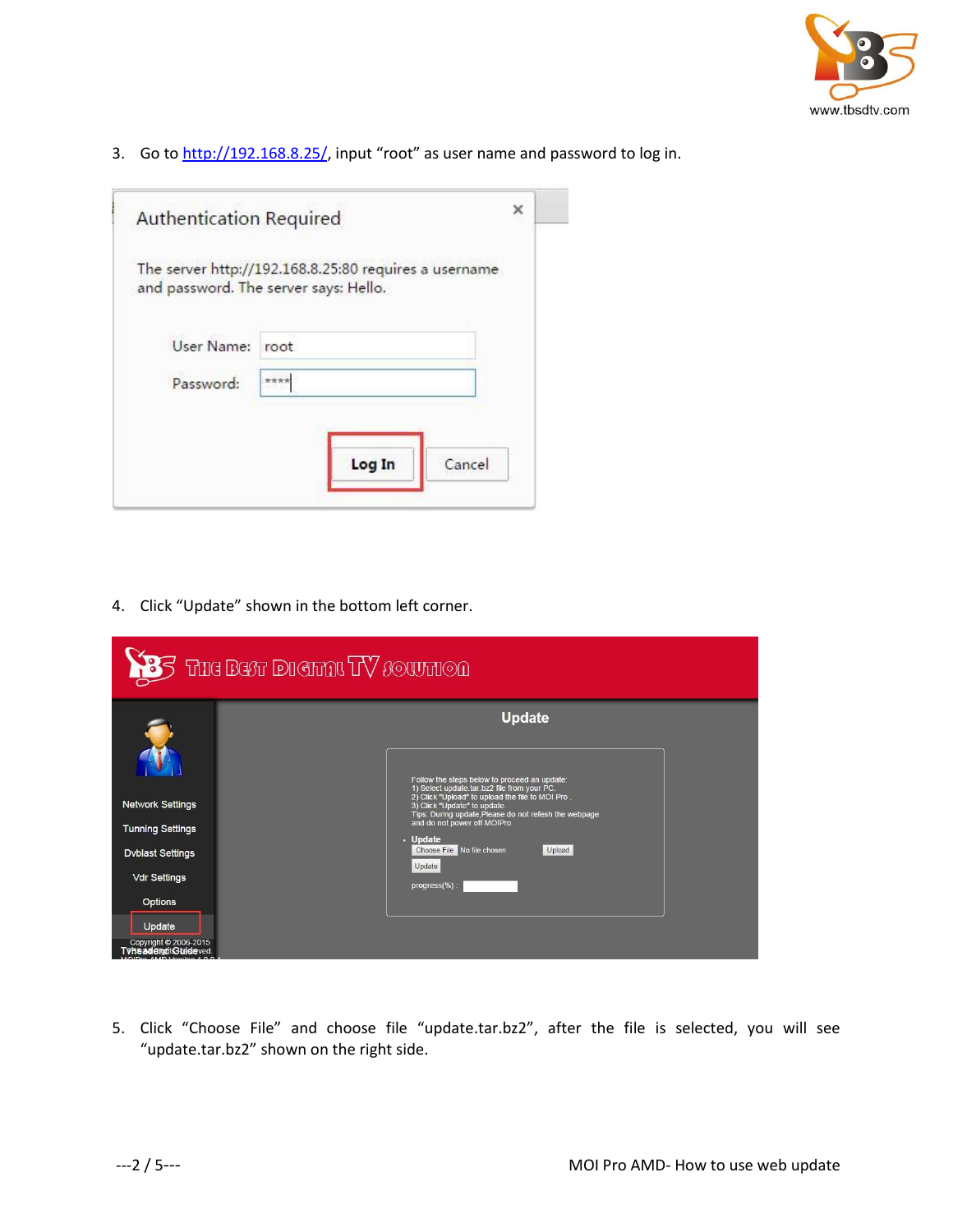3. Go to [http://192.168.8.25/](http://192.168.8.25/), input “root” as user name and password to log in.

4. Click “Update” shown in the bottom left corner.

5. Click “Choose File” and choose file “update.tar.bz2”, after the file is selected, you will see “update.tar.bz2” shown on the right side.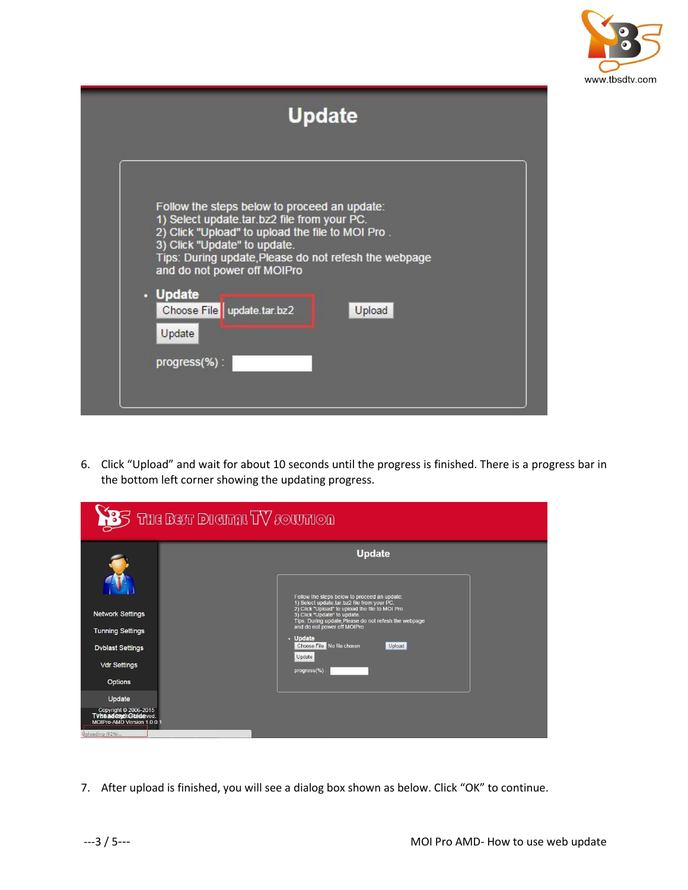6. Click "Upload" and wait for about 10 seconds until the progress is finished. There is a progress bar in the bottom left corner showing the updating progress.

7. After upload is finished, you will see a dialog box shown as below. Click "OK" to continue.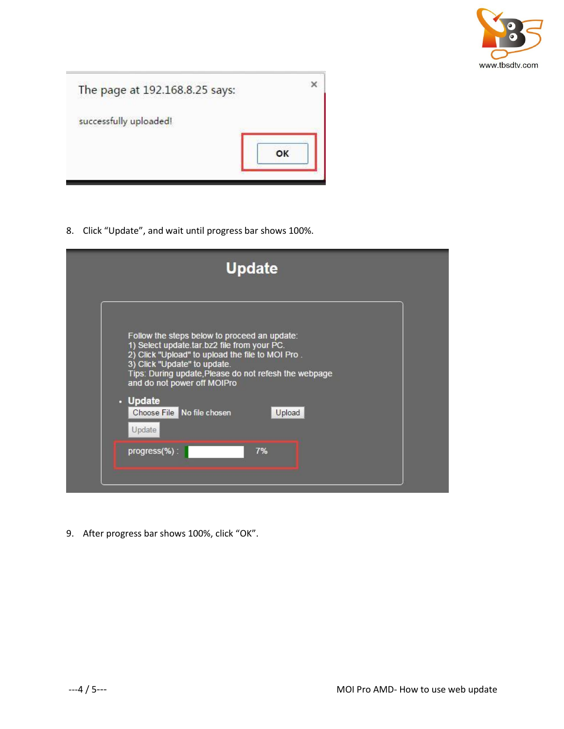The page at 192.168.8.25 says:

successfully uploaded!

OK

8. Click “Update”, and wait until progress bar shows 100%.

Update

Follow the steps below to proceed an update:
1) Select update.tar.bz2 file from your PC.
2) Click "Upload" to upload the file to MOI Pro .
3) Click "Update" to update.
Tips: During update,Please do not refesh the webpage and do not power off MOIPro

- **Update**

Choose File No file chosen Upload

Update

progress(%) : 7%

9. After progress bar shows 100%, click “OK”.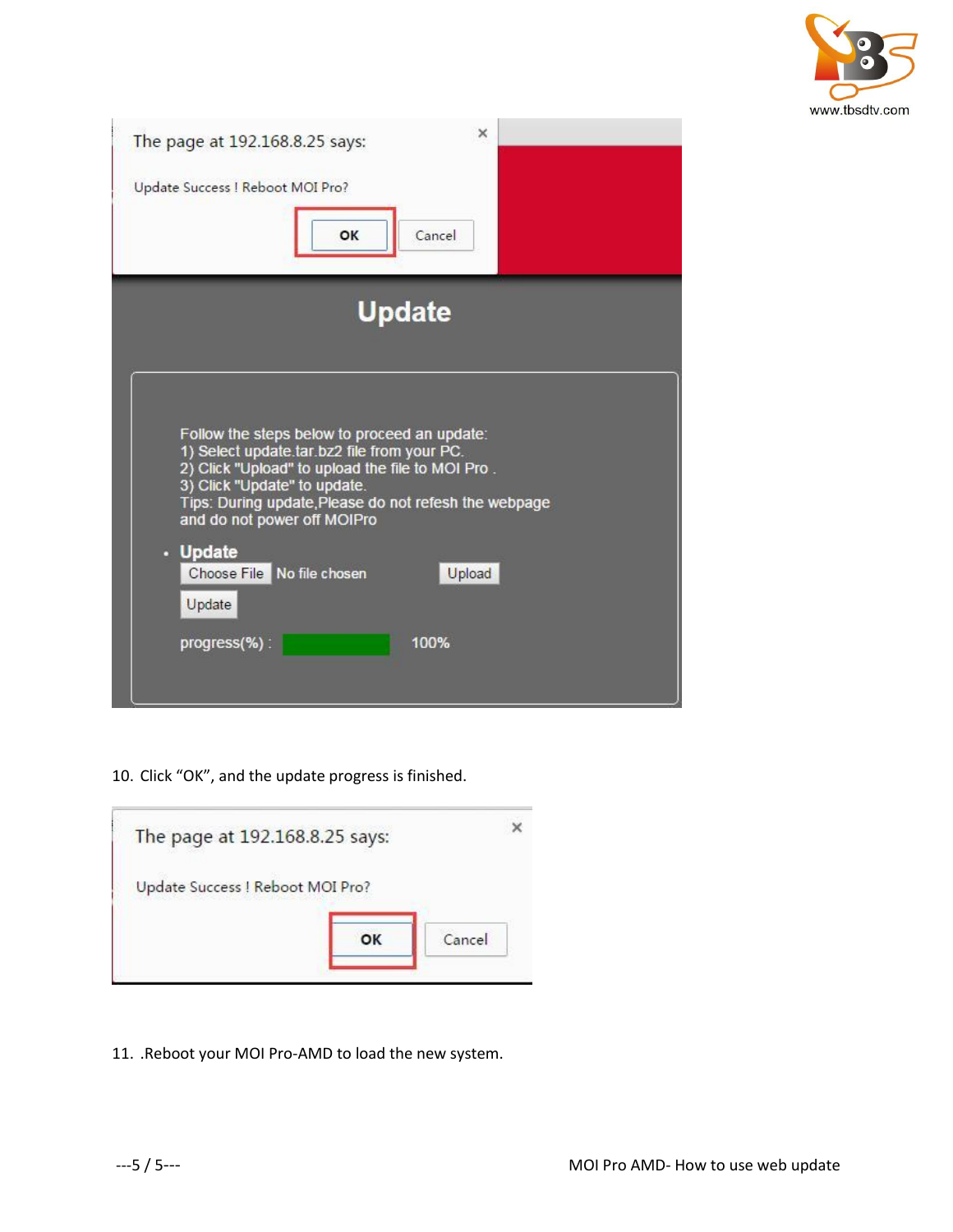The page at 192.168.8.25 says:

Update Success ! Reboot MOI Pro?

OK Cancel

Update

Follow the steps below to proceed an update:
1) Select update.tar.bz2 file from your PC.
2) Click "Upload" to upload the file to MOI Pro .
3) Click "Update" to update.
Tips: During update,Please do not refesh the webpage
and do not power off MOIPro

- **Update**

Choose File No file chosen Upload

Update

progress(%) : 100%

10. Click “OK”, and the update progress is finished.

The page at 192.168.8.25 says:

Update Success ! Reboot MOI Pro?

OK Cancel

11. .Reboot your MOI Pro-AMD to load the new system.